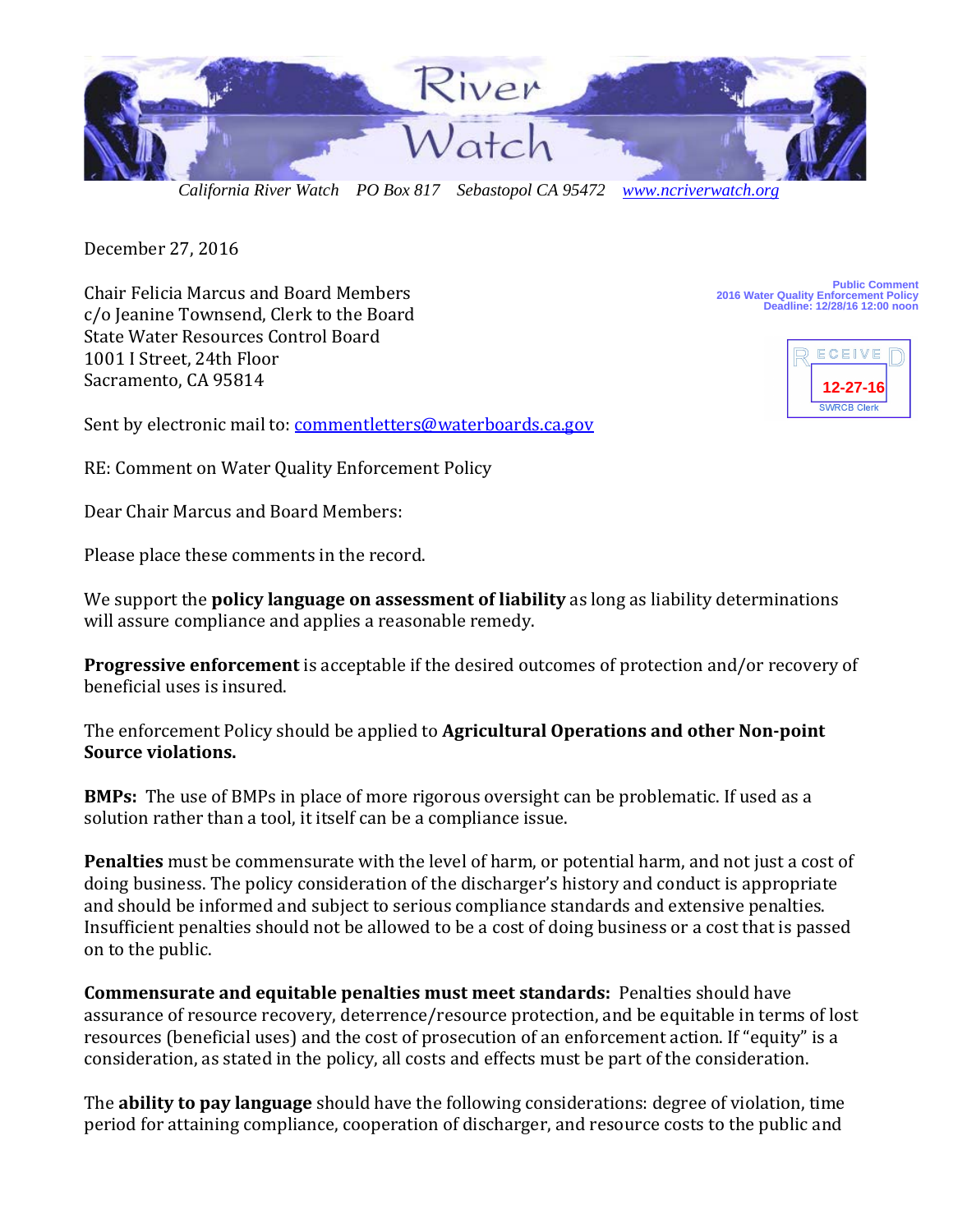# River Watch

*California River Watch PO Box 817 Sebastopol CA 95472 [www.ncriverwatch.org](http://www.ncriverwatch.org)*

December 27, 2016

Public Comment
2016 Water Quality Enforcement Policy
Deadline: 12/28/16 12:00 noon

RECEIVED
12-27-16
SWRCB Clerk

Chair Felicia Marcus and Board Members
c/o Jeanine Townsend, Clerk to the Board
State Water Resources Control Board
1001 I Street, 24th Floor
Sacramento, CA 95814

Sent by electronic mail to: commentletters@waterboards.ca.gov

RE: Comment on Water Quality Enforcement Policy

Dear Chair Marcus and Board Members:

Please place these comments in the record.

We support the **policy language on assessment of liability** as long as liability determinations will assure compliance and applies a reasonable remedy.

**Progressive enforcement** is acceptable if the desired outcomes of protection and/or recovery of beneficial uses is insured.

The enforcement Policy should be applied to **Agricultural Operations and other Non-point Source violations.**

**BMPs:** The use of BMPs in place of more rigorous oversight can be problematic. If used as a solution rather than a tool, it itself can be a compliance issue.

**Penalties** must be commensurate with the level of harm, or potential harm, and not just a cost of doing business. The policy consideration of the discharger's history and conduct is appropriate and should be informed and subject to serious compliance standards and extensive penalties. Insufficient penalties should not be allowed to be a cost of doing business or a cost that is passed on to the public.

**Commensurate and equitable penalties must meet standards:** Penalties should have assurance of resource recovery, deterrence/resource protection, and be equitable in terms of lost resources (beneficial uses) and the cost of prosecution of an enforcement action. If "equity" is a consideration, as stated in the policy, all costs and effects must be part of the consideration.

The **ability to pay language** should have the following considerations: degree of violation, time period for attaining compliance, cooperation of discharger, and resource costs to the public and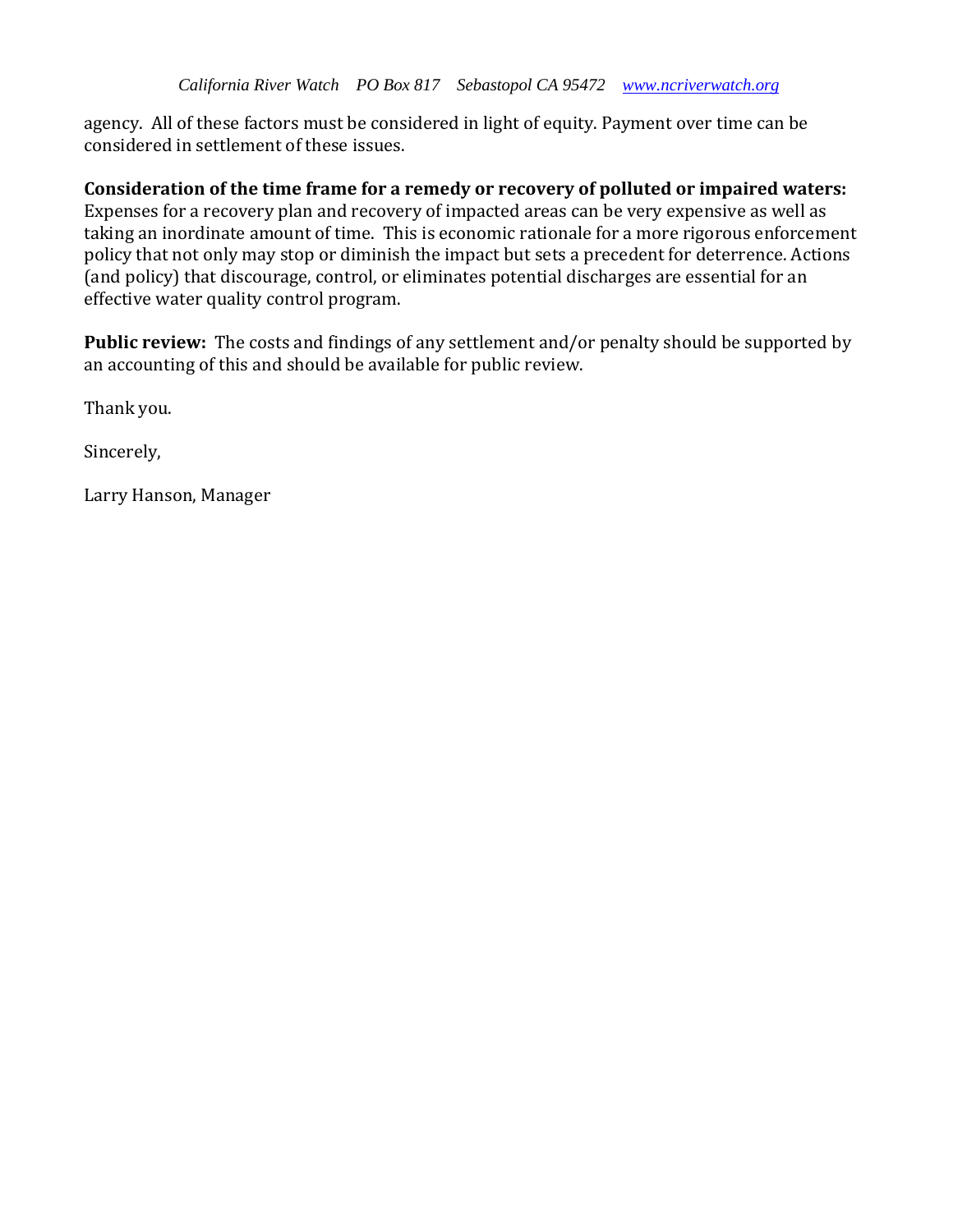agency. All of these factors must be considered in light of equity. Payment over time can be considered in settlement of these issues.

**Consideration of the time frame for a remedy or recovery of polluted or impaired waters:** Expenses for a recovery plan and recovery of impacted areas can be very expensive as well as taking an inordinate amount of time. This is economic rationale for a more rigorous enforcement policy that not only may stop or diminish the impact but sets a precedent for deterrence. Actions (and policy) that discourage, control, or eliminates potential discharges are essential for an effective water quality control program.

**Public review:** The costs and findings of any settlement and/or penalty should be supported by an accounting of this and should be available for public review.

Thank you.

Sincerely,

Larry Hanson, Manager